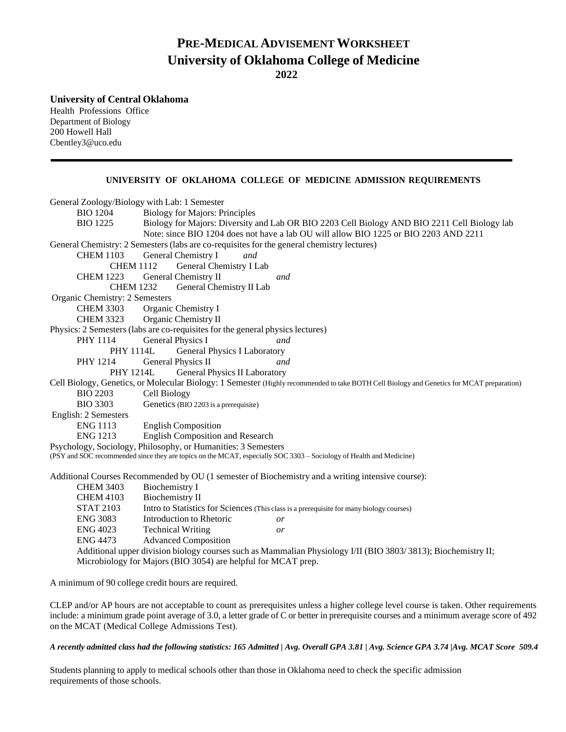# PRE-MEDICAL ADVISEMENT WORKSHEET
# University of Oklahoma College of Medicine
## 2022

**University of Central Oklahoma**
Health Professions Office
Department of Biology
200 Howell Hall
Cbentley3@uco.edu

---

### UNIVERSITY OF OKLAHOMA COLLEGE OF MEDICINE ADMISSION REQUIREMENTS

General Zoology/Biology with Lab: 1 Semester

- BIO 1204 — Biology for Majors: Principles
- BIO 1225 — Biology for Majors: Diversity and Lab OR BIO 2203 Cell Biology AND BIO 2211 Cell Biology lab
  Note: since BIO 1204 does not have a lab OU will allow BIO 1225 or BIO 2203 AND 2211

General Chemistry: 2 Semesters (labs are co-requisites for the general chemistry lectures)

- CHEM 1103 — General Chemistry I *and*
  - CHEM 1112 — General Chemistry I Lab
- CHEM 1223 — General Chemistry II *and*
  - CHEM 1232 — General Chemistry II Lab

Organic Chemistry: 2 Semesters

- CHEM 3303 — Organic Chemistry I
- CHEM 3323 — Organic Chemistry II

Physics: 2 Semesters (labs are co-requisites for the general physics lectures)

- PHY 1114 — General Physics I *and*
  - PHY 1114L — General Physics I Laboratory
- PHY 1214 — General Physics II *and*
  - PHY 1214L — General Physics II Laboratory

Cell Biology, Genetics, or Molecular Biology: 1 Semester (Highly recommended to take BOTH Cell Biology and Genetics for MCAT preparation)

- BIO 2203 — Cell Biology
- BIO 3303 — Genetics (BIO 2203 is a prerequisite)

English: 2 Semesters

- ENG 1113 — English Composition
- ENG 1213 — English Composition and Research

Psychology, Sociology, Philosophy, or Humanities: 3 Semesters
(PSY and SOC recommended since they are topics on the MCAT, especially SOC 3303 – Sociology of Health and Medicine)

Additional Courses Recommended by OU (1 semester of Biochemistry and a writing intensive course):

- CHEM 3403 — Biochemistry I
- CHEM 4103 — Biochemistry II
- STAT 2103 — Intro to Statistics for Sciences (This class is a prerequisite for many biology courses)
- ENG 3083 — Introduction to Rhetoric *or*
- ENG 4023 — Technical Writing *or*
- ENG 4473 — Advanced Composition

Additional upper division biology courses such as Mammalian Physiology I/II (BIO 3803/ 3813); Biochemistry II; Microbiology for Majors (BIO 3054) are helpful for MCAT prep.

A minimum of 90 college credit hours are required.

CLEP and/or AP hours are not acceptable to count as prerequisites unless a higher college level course is taken. Other requirements include: a minimum grade point average of 3.0, a letter grade of C or better in prerequisite courses and a minimum average score of 492 on the MCAT (Medical College Admissions Test).

***A recently admitted class had the following statistics: 165 Admitted | Avg. Overall GPA 3.81 | Avg. Science GPA 3.74 |Avg. MCAT Score 509.4***

Students planning to apply to medical schools other than those in Oklahoma need to check the specific admission requirements of those schools.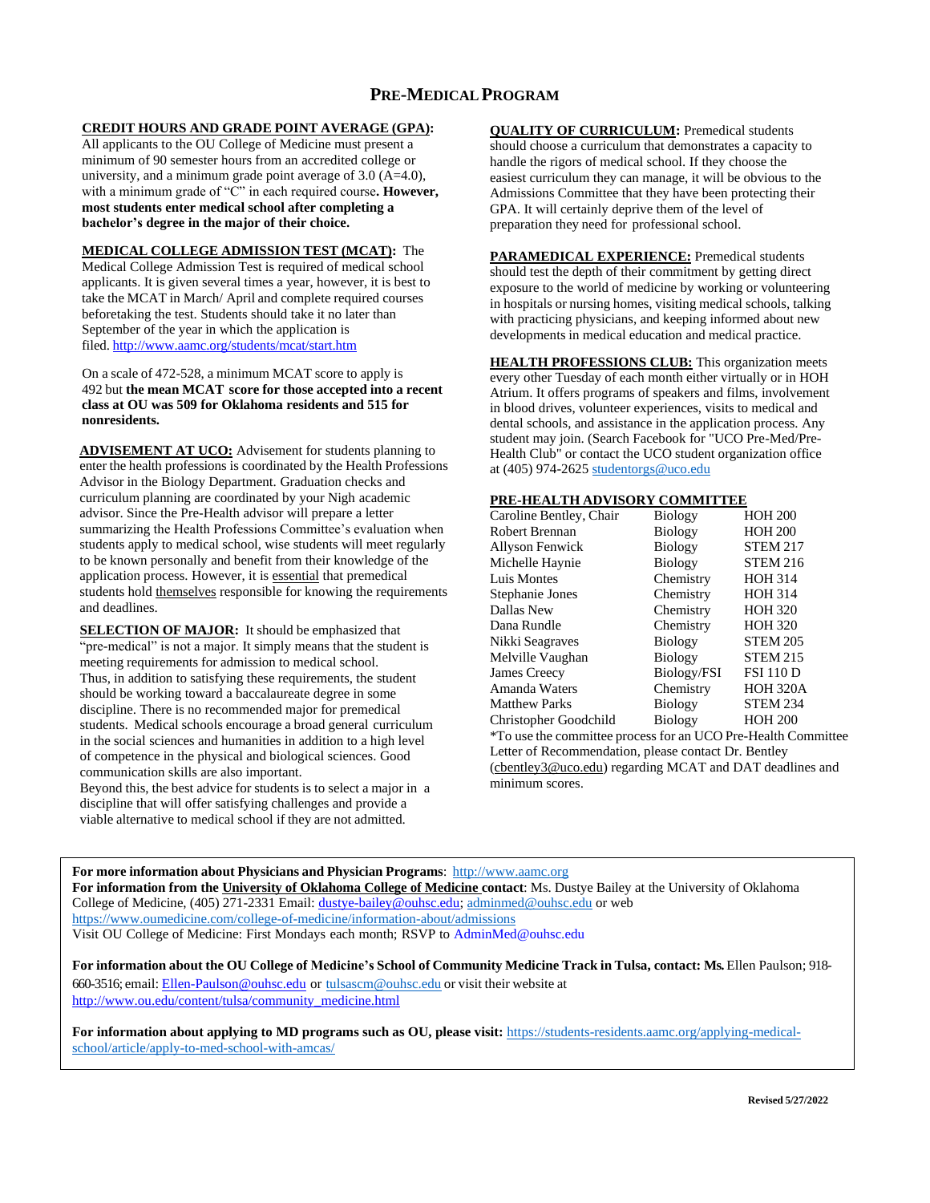# Pre-Medical Program

**CREDIT HOURS AND GRADE POINT AVERAGE (GPA):** All applicants to the OU College of Medicine must present a minimum of 90 semester hours from an accredited college or university, and a minimum grade point average of 3.0 (A=4.0), with a minimum grade of "C" in each required course**. However, most students enter medical school after completing a bachelor's degree in the major of their choice.**

**MEDICAL COLLEGE ADMISSION TEST (MCAT):** The Medical College Admission Test is required of medical school applicants. It is given several times a year, however, it is best to take the MCAT in March/ April and complete required courses beforetaking the test. Students should take it no later than September of the year in which the application is filed. http://www.aamc.org/students/mcat/start.htm

On a scale of 472-528, a minimum MCAT score to apply is 492 but **the mean MCAT score for those accepted into a recent class at OU was 509 for Oklahoma residents and 515 for nonresidents.**

**ADVISEMENT AT UCO:** Advisement for students planning to enter the health professions is coordinated by the Health Professions Advisor in the Biology Department. Graduation checks and curriculum planning are coordinated by your Nigh academic advisor. Since the Pre-Health advisor will prepare a letter summarizing the Health Professions Committee's evaluation when students apply to medical school, wise students will meet regularly to be known personally and benefit from their knowledge of the application process. However, it is essential that premedical students hold themselves responsible for knowing the requirements and deadlines.

**SELECTION OF MAJOR:** It should be emphasized that "pre-medical" is not a major. It simply means that the student is meeting requirements for admission to medical school. Thus, in addition to satisfying these requirements, the student should be working toward a baccalaureate degree in some discipline. There is no recommended major for premedical students. Medical schools encourage a broad general curriculum in the social sciences and humanities in addition to a high level of competence in the physical and biological sciences. Good communication skills are also important.
Beyond this, the best advice for students is to select a major in a discipline that will offer satisfying challenges and provide a viable alternative to medical school if they are not admitted.

**QUALITY OF CURRICULUM:** Premedical students should choose a curriculum that demonstrates a capacity to handle the rigors of medical school. If they choose the easiest curriculum they can manage, it will be obvious to the Admissions Committee that they have been protecting their GPA. It will certainly deprive them of the level of preparation they need for professional school.

**PARAMEDICAL EXPERIENCE:** Premedical students should test the depth of their commitment by getting direct exposure to the world of medicine by working or volunteering in hospitals or nursing homes, visiting medical schools, talking with practicing physicians, and keeping informed about new developments in medical education and medical practice.

**HEALTH PROFESSIONS CLUB:** This organization meets every other Tuesday of each month either virtually or in HOH Atrium. It offers programs of speakers and films, involvement in blood drives, volunteer experiences, visits to medical and dental schools, and assistance in the application process. Any student may join. (Search Facebook for "UCO Pre-Med/Pre-Health Club" or contact the UCO student organization office at (405) 974-2625 studentorgs@uco.edu

**PRE-HEALTH ADVISORY COMMITTEE**

| | | |
|---|---|---|
| Caroline Bentley, Chair | Biology | HOH 200 |
| Robert Brennan | Biology | HOH 200 |
| Allyson Fenwick | Biology | STEM 217 |
| Michelle Haynie | Biology | STEM 216 |
| Luis Montes | Chemistry | HOH 314 |
| Stephanie Jones | Chemistry | HOH 314 |
| Dallas New | Chemistry | HOH 320 |
| Dana Rundle | Chemistry | HOH 320 |
| Nikki Seagraves | Biology | STEM 205 |
| Melville Vaughan | Biology | STEM 215 |
| James Creecy | Biology/FSI | FSI 110 D |
| Amanda Waters | Chemistry | HOH 320A |
| Matthew Parks | Biology | STEM 234 |
| Christopher Goodchild | Biology | HOH 200 |

*To use the committee process for an UCO Pre-Health Committee Letter of Recommendation, please contact Dr. Bentley (cbentley3@uco.edu) regarding MCAT and DAT deadlines and minimum scores.

**For more information about Physicians and Physician Programs**: http://www.aamc.org
**For information from the University of Oklahoma College of Medicine contact**: Ms. Dustye Bailey at the University of Oklahoma College of Medicine, (405) 271-2331 Email: dustye-bailey@ouhsc.edu; adminmed@ouhsc.edu or web https://www.oumedicine.com/college-of-medicine/information-about/admissions
Visit OU College of Medicine: First Mondays each month; RSVP to AdminMed@ouhsc.edu

**For information about the OU College of Medicine's School of Community Medicine Track in Tulsa, contact: Ms.** Ellen Paulson; 918-660-3516; email: Ellen-Paulson@ouhsc.edu or tulsascm@ouhsc.edu or visit their website at http://www.ou.edu/content/tulsa/community_medicine.html

**For information about applying to MD programs such as OU, please visit:** https://students-residents.aamc.org/applying-medical-school/article/apply-to-med-school-with-amcas/

**Revised 5/27/2022**